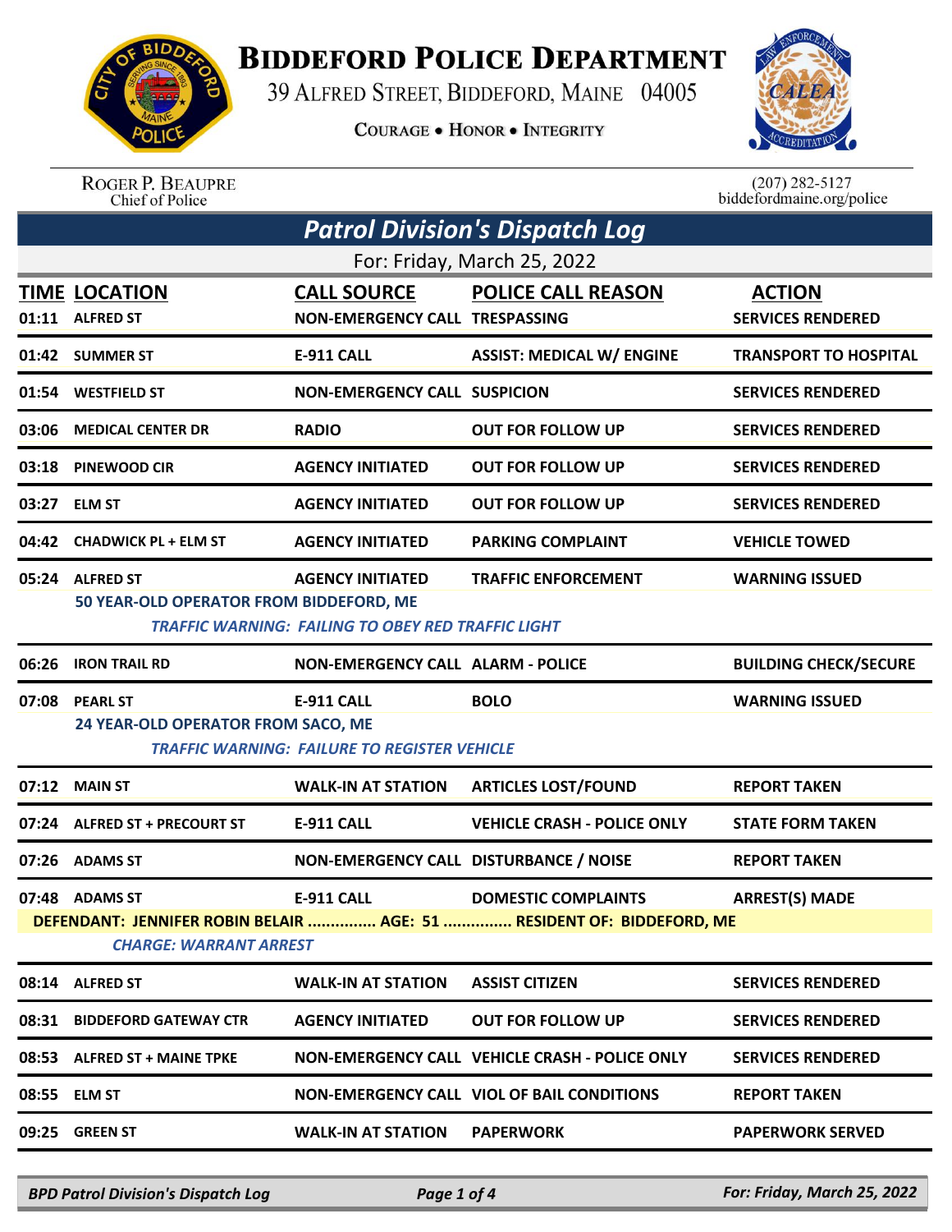# Biddeford Police Department

39 Alfred Street, Biddeford, Maine 04005

Courage • Honor • Integrity

Roger P. Beaupre
Chief of Police

(207) 282-5127
biddefordmaine.org/police

## Patrol Division's Dispatch Log

For: Friday, March 25, 2022

| TIME | LOCATION | CALL SOURCE | POLICE CALL REASON | ACTION |
|---|---|---|---|---|
| 01:11 | ALFRED ST | NON-EMERGENCY CALL | TRESPASSING | SERVICES RENDERED |
| 01:42 | SUMMER ST | E-911 CALL | ASSIST: MEDICAL W/ ENGINE | TRANSPORT TO HOSPITAL |
| 01:54 | WESTFIELD ST | NON-EMERGENCY CALL | SUSPICION | SERVICES RENDERED |
| 03:06 | MEDICAL CENTER DR | RADIO | OUT FOR FOLLOW UP | SERVICES RENDERED |
| 03:18 | PINEWOOD CIR | AGENCY INITIATED | OUT FOR FOLLOW UP | SERVICES RENDERED |
| 03:27 | ELM ST | AGENCY INITIATED | OUT FOR FOLLOW UP | SERVICES RENDERED |
| 04:42 | CHADWICK PL + ELM ST | AGENCY INITIATED | PARKING COMPLAINT | VEHICLE TOWED |
| 05:24 | ALFRED ST | AGENCY INITIATED | TRAFFIC ENFORCEMENT | WARNING ISSUED |

**50 YEAR-OLD OPERATOR FROM BIDDEFORD, ME**
*TRAFFIC WARNING: FAILING TO OBEY RED TRAFFIC LIGHT*

| TIME | LOCATION | CALL SOURCE | POLICE CALL REASON | ACTION |
|---|---|---|---|---|
| 06:26 | IRON TRAIL RD | NON-EMERGENCY CALL | ALARM - POLICE | BUILDING CHECK/SECURE |
| 07:08 | PEARL ST | E-911 CALL | BOLO | WARNING ISSUED |

**24 YEAR-OLD OPERATOR FROM SACO, ME**
*TRAFFIC WARNING: FAILURE TO REGISTER VEHICLE*

| TIME | LOCATION | CALL SOURCE | POLICE CALL REASON | ACTION |
|---|---|---|---|---|
| 07:12 | MAIN ST | WALK-IN AT STATION | ARTICLES LOST/FOUND | REPORT TAKEN |
| 07:24 | ALFRED ST + PRECOURT ST | E-911 CALL | VEHICLE CRASH - POLICE ONLY | STATE FORM TAKEN |
| 07:26 | ADAMS ST | NON-EMERGENCY CALL | DISTURBANCE / NOISE | REPORT TAKEN |
| 07:48 | ADAMS ST | E-911 CALL | DOMESTIC COMPLAINTS | ARREST(S) MADE |

**DEFENDANT: JENNIFER ROBIN BELAIR ............... AGE: 51 ............... RESIDENT OF: BIDDEFORD, ME**
*CHARGE: WARRANT ARREST*

| TIME | LOCATION | CALL SOURCE | POLICE CALL REASON | ACTION |
|---|---|---|---|---|
| 08:14 | ALFRED ST | WALK-IN AT STATION | ASSIST CITIZEN | SERVICES RENDERED |
| 08:31 | BIDDEFORD GATEWAY CTR | AGENCY INITIATED | OUT FOR FOLLOW UP | SERVICES RENDERED |
| 08:53 | ALFRED ST + MAINE TPKE | NON-EMERGENCY CALL | VEHICLE CRASH - POLICE ONLY | SERVICES RENDERED |
| 08:55 | ELM ST | NON-EMERGENCY CALL | VIOL OF BAIL CONDITIONS | REPORT TAKEN |
| 09:25 | GREEN ST | WALK-IN AT STATION | PAPERWORK | PAPERWORK SERVED |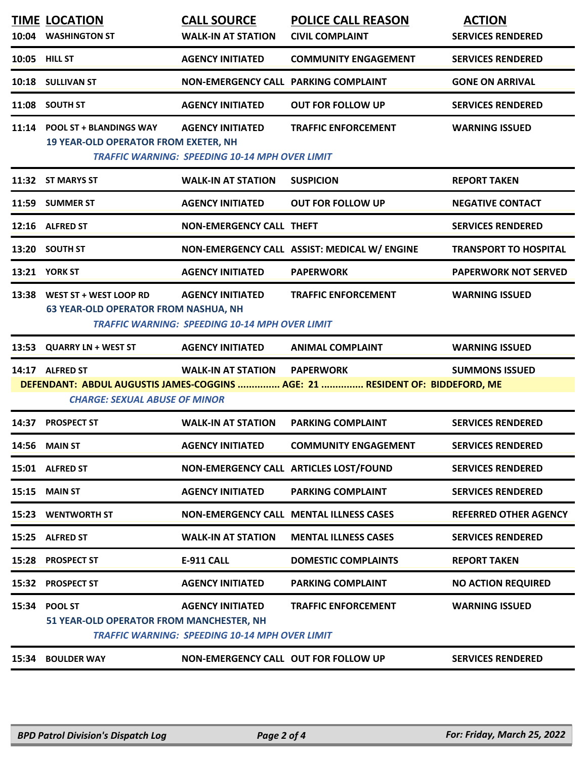| TIME | LOCATION | CALL SOURCE | POLICE CALL REASON | ACTION |
|---|---|---|---|---|
| 10:04 | WASHINGTON ST | WALK-IN AT STATION | CIVIL COMPLAINT | SERVICES RENDERED |
| 10:05 | HILL ST | AGENCY INITIATED | COMMUNITY ENGAGEMENT | SERVICES RENDERED |
| 10:18 | SULLIVAN ST | NON-EMERGENCY CALL | PARKING COMPLAINT | GONE ON ARRIVAL |
| 11:08 | SOUTH ST | AGENCY INITIATED | OUT FOR FOLLOW UP | SERVICES RENDERED |
| 11:14 | POOL ST + BLANDINGS WAY | AGENCY INITIATED | TRAFFIC ENFORCEMENT | WARNING ISSUED |
| | 19 YEAR-OLD OPERATOR FROM EXETER, NH | | | |
| | *TRAFFIC WARNING: SPEEDING 10-14 MPH OVER LIMIT* | | | |
| 11:32 | ST MARYS ST | WALK-IN AT STATION | SUSPICION | REPORT TAKEN |
| 11:59 | SUMMER ST | AGENCY INITIATED | OUT FOR FOLLOW UP | NEGATIVE CONTACT |
| 12:16 | ALFRED ST | NON-EMERGENCY CALL | THEFT | SERVICES RENDERED |
| 13:20 | SOUTH ST | NON-EMERGENCY CALL | ASSIST: MEDICAL W/ ENGINE | TRANSPORT TO HOSPITAL |
| 13:21 | YORK ST | AGENCY INITIATED | PAPERWORK | PAPERWORK NOT SERVED |
| 13:38 | WEST ST + WEST LOOP RD | AGENCY INITIATED | TRAFFIC ENFORCEMENT | WARNING ISSUED |
| | 63 YEAR-OLD OPERATOR FROM NASHUA, NH | | | |
| | *TRAFFIC WARNING: SPEEDING 10-14 MPH OVER LIMIT* | | | |
| 13:53 | QUARRY LN + WEST ST | AGENCY INITIATED | ANIMAL COMPLAINT | WARNING ISSUED |
| 14:17 | ALFRED ST | WALK-IN AT STATION | PAPERWORK | SUMMONS ISSUED |
| | DEFENDANT: ABDUL AUGUSTIS JAMES-COGGINS ............... AGE: 21 ............... RESIDENT OF: BIDDEFORD, ME | | | |
| | *CHARGE: SEXUAL ABUSE OF MINOR* | | | |
| 14:37 | PROSPECT ST | WALK-IN AT STATION | PARKING COMPLAINT | SERVICES RENDERED |
| 14:56 | MAIN ST | AGENCY INITIATED | COMMUNITY ENGAGEMENT | SERVICES RENDERED |
| 15:01 | ALFRED ST | NON-EMERGENCY CALL | ARTICLES LOST/FOUND | SERVICES RENDERED |
| 15:15 | MAIN ST | AGENCY INITIATED | PARKING COMPLAINT | SERVICES RENDERED |
| 15:23 | WENTWORTH ST | NON-EMERGENCY CALL | MENTAL ILLNESS CASES | REFERRED OTHER AGENCY |
| 15:25 | ALFRED ST | WALK-IN AT STATION | MENTAL ILLNESS CASES | SERVICES RENDERED |
| 15:28 | PROSPECT ST | E-911 CALL | DOMESTIC COMPLAINTS | REPORT TAKEN |
| 15:32 | PROSPECT ST | AGENCY INITIATED | PARKING COMPLAINT | NO ACTION REQUIRED |
| 15:34 | POOL ST | AGENCY INITIATED | TRAFFIC ENFORCEMENT | WARNING ISSUED |
| | 51 YEAR-OLD OPERATOR FROM MANCHESTER, NH | | | |
| | *TRAFFIC WARNING: SPEEDING 10-14 MPH OVER LIMIT* | | | |
| 15:34 | BOULDER WAY | NON-EMERGENCY CALL | OUT FOR FOLLOW UP | SERVICES RENDERED |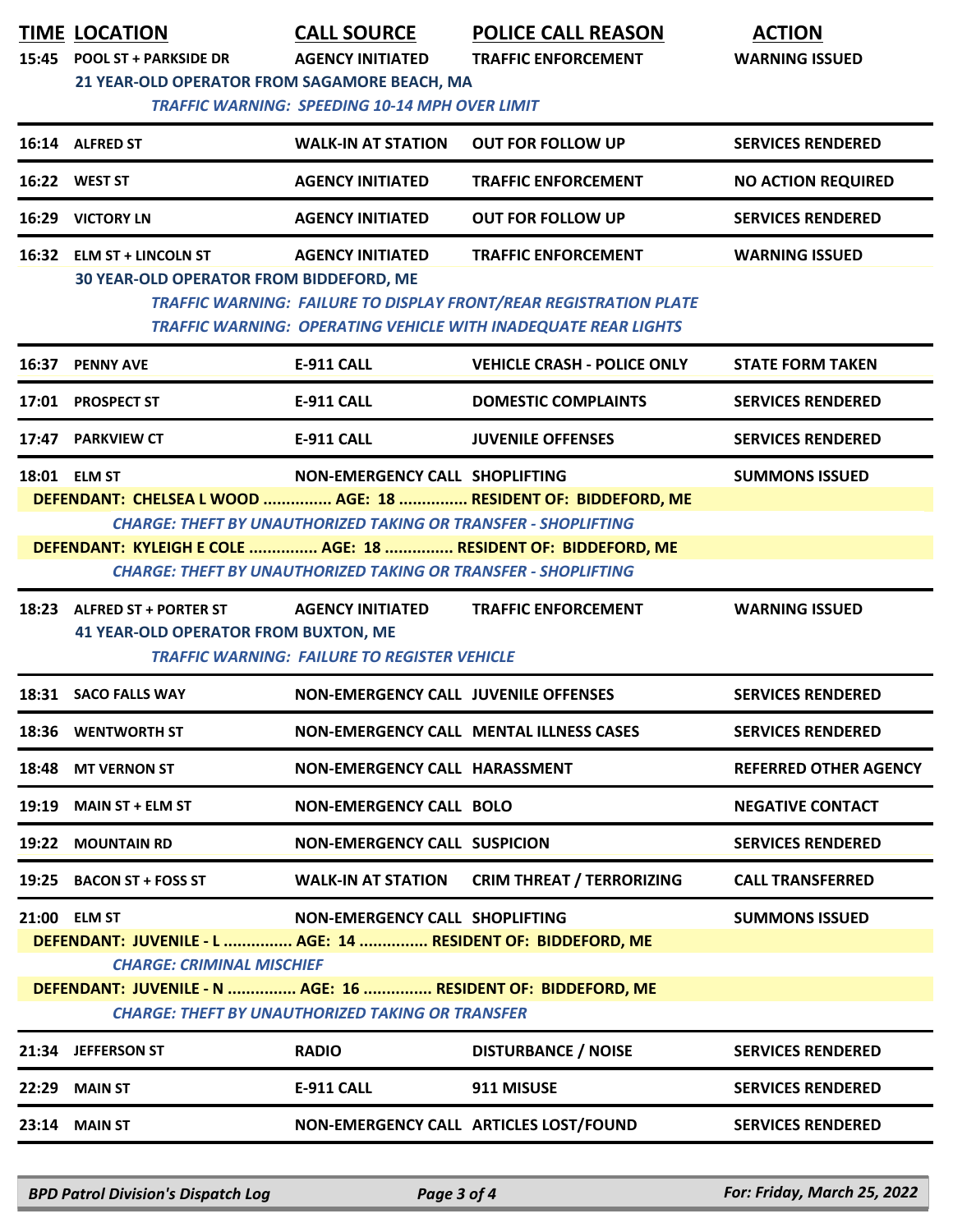| TIME | LOCATION | CALL SOURCE | POLICE CALL REASON | ACTION |
|---|---|---|---|---|
| 15:45 | POOL ST + PARKSIDE DR | AGENCY INITIATED | TRAFFIC ENFORCEMENT | WARNING ISSUED |
| | 21 YEAR-OLD OPERATOR FROM SAGAMORE BEACH, MA | | | |
| | *TRAFFIC WARNING: SPEEDING 10-14 MPH OVER LIMIT* | | | |
| 16:14 | ALFRED ST | WALK-IN AT STATION | OUT FOR FOLLOW UP | SERVICES RENDERED |
| 16:22 | WEST ST | AGENCY INITIATED | TRAFFIC ENFORCEMENT | NO ACTION REQUIRED |
| 16:29 | VICTORY LN | AGENCY INITIATED | OUT FOR FOLLOW UP | SERVICES RENDERED |
| 16:32 | ELM ST + LINCOLN ST | AGENCY INITIATED | TRAFFIC ENFORCEMENT | WARNING ISSUED |
| | 30 YEAR-OLD OPERATOR FROM BIDDEFORD, ME | | | |
| | *TRAFFIC WARNING: FAILURE TO DISPLAY FRONT/REAR REGISTRATION PLATE* | | | |
| | *TRAFFIC WARNING: OPERATING VEHICLE WITH INADEQUATE REAR LIGHTS* | | | |
| 16:37 | PENNY AVE | E-911 CALL | VEHICLE CRASH - POLICE ONLY | STATE FORM TAKEN |
| 17:01 | PROSPECT ST | E-911 CALL | DOMESTIC COMPLAINTS | SERVICES RENDERED |
| 17:47 | PARKVIEW CT | E-911 CALL | JUVENILE OFFENSES | SERVICES RENDERED |
| 18:01 | ELM ST | NON-EMERGENCY CALL | SHOPLIFTING | SUMMONS ISSUED |
| | DEFENDANT: CHELSEA L WOOD ............... AGE: 18 ............... RESIDENT OF: BIDDEFORD, ME | | | |
| | *CHARGE: THEFT BY UNAUTHORIZED TAKING OR TRANSFER - SHOPLIFTING* | | | |
| | DEFENDANT: KYLEIGH E COLE ............... AGE: 18 ............... RESIDENT OF: BIDDEFORD, ME | | | |
| | *CHARGE: THEFT BY UNAUTHORIZED TAKING OR TRANSFER - SHOPLIFTING* | | | |
| 18:23 | ALFRED ST + PORTER ST | AGENCY INITIATED | TRAFFIC ENFORCEMENT | WARNING ISSUED |
| | 41 YEAR-OLD OPERATOR FROM BUXTON, ME | | | |
| | *TRAFFIC WARNING: FAILURE TO REGISTER VEHICLE* | | | |
| 18:31 | SACO FALLS WAY | NON-EMERGENCY CALL | JUVENILE OFFENSES | SERVICES RENDERED |
| 18:36 | WENTWORTH ST | NON-EMERGENCY CALL | MENTAL ILLNESS CASES | SERVICES RENDERED |
| 18:48 | MT VERNON ST | NON-EMERGENCY CALL | HARASSMENT | REFERRED OTHER AGENCY |
| 19:19 | MAIN ST + ELM ST | NON-EMERGENCY CALL | BOLO | NEGATIVE CONTACT |
| 19:22 | MOUNTAIN RD | NON-EMERGENCY CALL | SUSPICION | SERVICES RENDERED |
| 19:25 | BACON ST + FOSS ST | WALK-IN AT STATION | CRIM THREAT / TERRORIZING | CALL TRANSFERRED |
| 21:00 | ELM ST | NON-EMERGENCY CALL | SHOPLIFTING | SUMMONS ISSUED |
| | DEFENDANT: JUVENILE - L ............... AGE: 14 ............... RESIDENT OF: BIDDEFORD, ME | | | |
| | *CHARGE: CRIMINAL MISCHIEF* | | | |
| | DEFENDANT: JUVENILE - N ............... AGE: 16 ............... RESIDENT OF: BIDDEFORD, ME | | | |
| | *CHARGE: THEFT BY UNAUTHORIZED TAKING OR TRANSFER* | | | |
| 21:34 | JEFFERSON ST | RADIO | DISTURBANCE / NOISE | SERVICES RENDERED |
| 22:29 | MAIN ST | E-911 CALL | 911 MISUSE | SERVICES RENDERED |
| 23:14 | MAIN ST | NON-EMERGENCY CALL | ARTICLES LOST/FOUND | SERVICES RENDERED |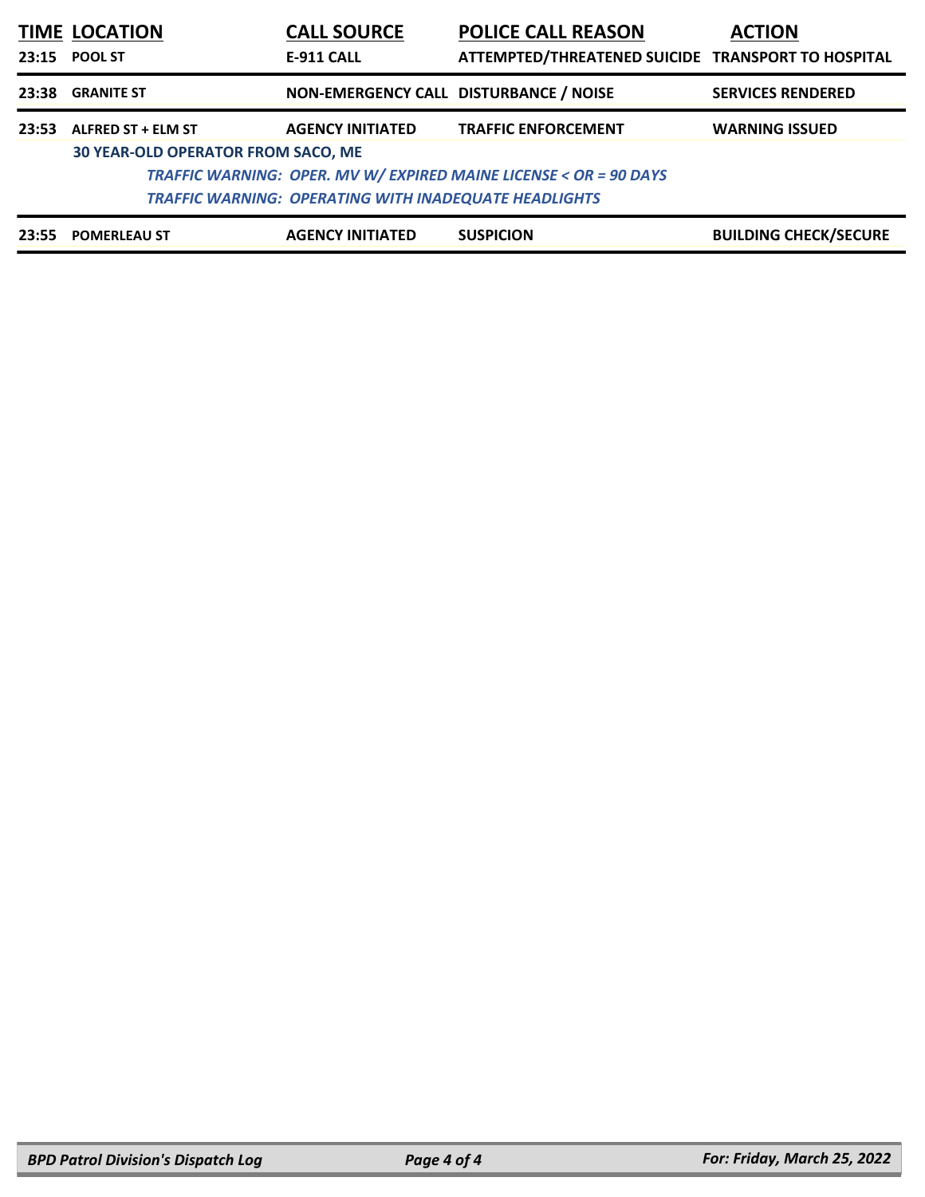| TIME | LOCATION | CALL SOURCE | POLICE CALL REASON | ACTION |
|---|---|---|---|---|
| 23:15 | POOL ST | E-911 CALL | ATTEMPTED/THREATENED SUICIDE | TRANSPORT TO HOSPITAL |
| 23:38 | GRANITE ST | NON-EMERGENCY CALL | DISTURBANCE / NOISE | SERVICES RENDERED |
| 23:53 | ALFRED ST + ELM ST | AGENCY INITIATED | TRAFFIC ENFORCEMENT | WARNING ISSUED |

**30 YEAR-OLD OPERATOR FROM SACO, ME**

*TRAFFIC WARNING: OPER. MV W/ EXPIRED MAINE LICENSE < OR = 90 DAYS*

*TRAFFIC WARNING: OPERATING WITH INADEQUATE HEADLIGHTS*

| TIME | LOCATION | CALL SOURCE | POLICE CALL REASON | ACTION |
|---|---|---|---|---|
| 23:55 | POMERLEAU ST | AGENCY INITIATED | SUSPICION | BUILDING CHECK/SECURE |